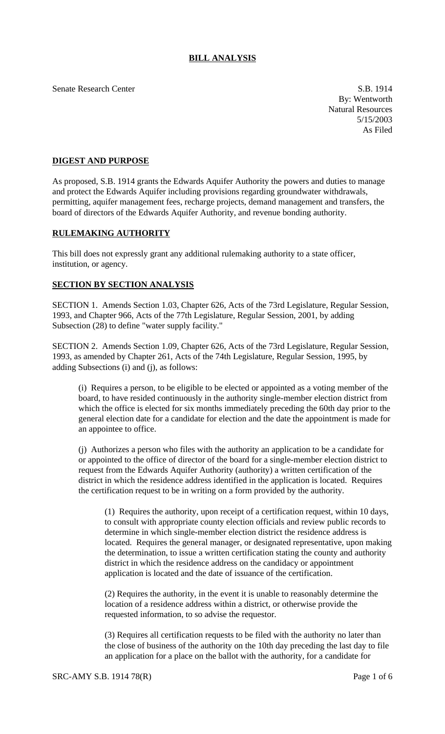# BILL ANALYSIS

Senate Research Center

S.B. 1914
By: Wentworth
Natural Resources
5/15/2003
As Filed

## DIGEST AND PURPOSE

As proposed, S.B. 1914 grants the Edwards Aquifer Authority the powers and duties to manage and protect the Edwards Aquifer including provisions regarding groundwater withdrawals, permitting, aquifer management fees, recharge projects, demand management and transfers, the board of directors of the Edwards Aquifer Authority, and revenue bonding authority.

## RULEMAKING AUTHORITY

This bill does not expressly grant any additional rulemaking authority to a state officer, institution, or agency.

## SECTION BY SECTION ANALYSIS

SECTION 1. Amends Section 1.03, Chapter 626, Acts of the 73rd Legislature, Regular Session, 1993, and Chapter 966, Acts of the 77th Legislature, Regular Session, 2001, by adding Subsection (28) to define "water supply facility."

SECTION 2. Amends Section 1.09, Chapter 626, Acts of the 73rd Legislature, Regular Session, 1993, as amended by Chapter 261, Acts of the 74th Legislature, Regular Session, 1995, by adding Subsections (i) and (j), as follows:

(i) Requires a person, to be eligible to be elected or appointed as a voting member of the board, to have resided continuously in the authority single-member election district from which the office is elected for six months immediately preceding the 60th day prior to the general election date for a candidate for election and the date the appointment is made for an appointee to office.

(j) Authorizes a person who files with the authority an application to be a candidate for or appointed to the office of director of the board for a single-member election district to request from the Edwards Aquifer Authority (authority) a written certification of the district in which the residence address identified in the application is located. Requires the certification request to be in writing on a form provided by the authority.

(1) Requires the authority, upon receipt of a certification request, within 10 days, to consult with appropriate county election officials and review public records to determine in which single-member election district the residence address is located. Requires the general manager, or designated representative, upon making the determination, to issue a written certification stating the county and authority district in which the residence address on the candidacy or appointment application is located and the date of issuance of the certification.

(2) Requires the authority, in the event it is unable to reasonably determine the location of a residence address within a district, or otherwise provide the requested information, to so advise the requestor.

(3) Requires all certification requests to be filed with the authority no later than the close of business of the authority on the 10th day preceding the last day to file an application for a place on the ballot with the authority, for a candidate for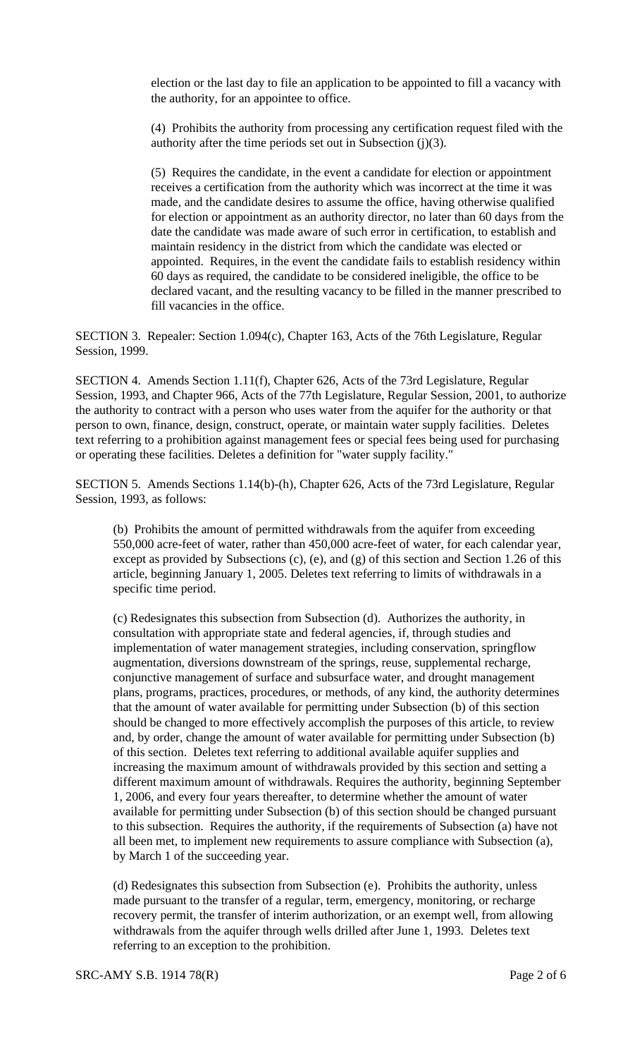election or the last day to file an application to be appointed to fill a vacancy with the authority, for an appointee to office.

(4) Prohibits the authority from processing any certification request filed with the authority after the time periods set out in Subsection (j)(3).

(5) Requires the candidate, in the event a candidate for election or appointment receives a certification from the authority which was incorrect at the time it was made, and the candidate desires to assume the office, having otherwise qualified for election or appointment as an authority director, no later than 60 days from the date the candidate was made aware of such error in certification, to establish and maintain residency in the district from which the candidate was elected or appointed. Requires, in the event the candidate fails to establish residency within 60 days as required, the candidate to be considered ineligible, the office to be declared vacant, and the resulting vacancy to be filled in the manner prescribed to fill vacancies in the office.

SECTION 3. Repealer: Section 1.094(c), Chapter 163, Acts of the 76th Legislature, Regular Session, 1999.

SECTION 4. Amends Section 1.11(f), Chapter 626, Acts of the 73rd Legislature, Regular Session, 1993, and Chapter 966, Acts of the 77th Legislature, Regular Session, 2001, to authorize the authority to contract with a person who uses water from the aquifer for the authority or that person to own, finance, design, construct, operate, or maintain water supply facilities. Deletes text referring to a prohibition against management fees or special fees being used for purchasing or operating these facilities. Deletes a definition for "water supply facility."

SECTION 5. Amends Sections 1.14(b)-(h), Chapter 626, Acts of the 73rd Legislature, Regular Session, 1993, as follows:

(b) Prohibits the amount of permitted withdrawals from the aquifer from exceeding 550,000 acre-feet of water, rather than 450,000 acre-feet of water, for each calendar year, except as provided by Subsections (c), (e), and (g) of this section and Section 1.26 of this article, beginning January 1, 2005. Deletes text referring to limits of withdrawals in a specific time period.

(c) Redesignates this subsection from Subsection (d). Authorizes the authority, in consultation with appropriate state and federal agencies, if, through studies and implementation of water management strategies, including conservation, springflow augmentation, diversions downstream of the springs, reuse, supplemental recharge, conjunctive management of surface and subsurface water, and drought management plans, programs, practices, procedures, or methods, of any kind, the authority determines that the amount of water available for permitting under Subsection (b) of this section should be changed to more effectively accomplish the purposes of this article, to review and, by order, change the amount of water available for permitting under Subsection (b) of this section. Deletes text referring to additional available aquifer supplies and increasing the maximum amount of withdrawals provided by this section and setting a different maximum amount of withdrawals. Requires the authority, beginning September 1, 2006, and every four years thereafter, to determine whether the amount of water available for permitting under Subsection (b) of this section should be changed pursuant to this subsection. Requires the authority, if the requirements of Subsection (a) have not all been met, to implement new requirements to assure compliance with Subsection (a), by March 1 of the succeeding year.

(d) Redesignates this subsection from Subsection (e). Prohibits the authority, unless made pursuant to the transfer of a regular, term, emergency, monitoring, or recharge recovery permit, the transfer of interim authorization, or an exempt well, from allowing withdrawals from the aquifer through wells drilled after June 1, 1993. Deletes text referring to an exception to the prohibition.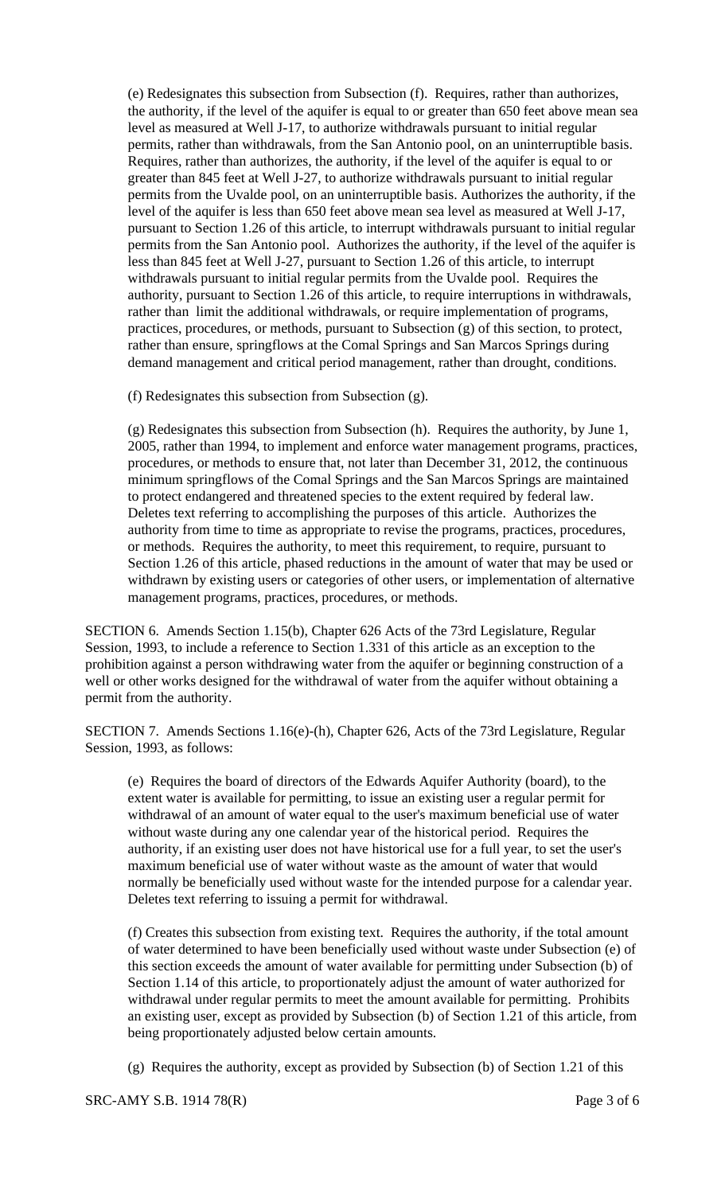(e) Redesignates this subsection from Subsection (f). Requires, rather than authorizes, the authority, if the level of the aquifer is equal to or greater than 650 feet above mean sea level as measured at Well J-17, to authorize withdrawals pursuant to initial regular permits, rather than withdrawals, from the San Antonio pool, on an uninterruptible basis. Requires, rather than authorizes, the authority, if the level of the aquifer is equal to or greater than 845 feet at Well J-27, to authorize withdrawals pursuant to initial regular permits from the Uvalde pool, on an uninterruptible basis. Authorizes the authority, if the level of the aquifer is less than 650 feet above mean sea level as measured at Well J-17, pursuant to Section 1.26 of this article, to interrupt withdrawals pursuant to initial regular permits from the San Antonio pool. Authorizes the authority, if the level of the aquifer is less than 845 feet at Well J-27, pursuant to Section 1.26 of this article, to interrupt withdrawals pursuant to initial regular permits from the Uvalde pool. Requires the authority, pursuant to Section 1.26 of this article, to require interruptions in withdrawals, rather than limit the additional withdrawals, or require implementation of programs, practices, procedures, or methods, pursuant to Subsection (g) of this section, to protect, rather than ensure, springflows at the Comal Springs and San Marcos Springs during demand management and critical period management, rather than drought, conditions.

(f) Redesignates this subsection from Subsection (g).

(g) Redesignates this subsection from Subsection (h). Requires the authority, by June 1, 2005, rather than 1994, to implement and enforce water management programs, practices, procedures, or methods to ensure that, not later than December 31, 2012, the continuous minimum springflows of the Comal Springs and the San Marcos Springs are maintained to protect endangered and threatened species to the extent required by federal law. Deletes text referring to accomplishing the purposes of this article. Authorizes the authority from time to time as appropriate to revise the programs, practices, procedures, or methods. Requires the authority, to meet this requirement, to require, pursuant to Section 1.26 of this article, phased reductions in the amount of water that may be used or withdrawn by existing users or categories of other users, or implementation of alternative management programs, practices, procedures, or methods.

SECTION 6. Amends Section 1.15(b), Chapter 626 Acts of the 73rd Legislature, Regular Session, 1993, to include a reference to Section 1.331 of this article as an exception to the prohibition against a person withdrawing water from the aquifer or beginning construction of a well or other works designed for the withdrawal of water from the aquifer without obtaining a permit from the authority.

SECTION 7. Amends Sections 1.16(e)-(h), Chapter 626, Acts of the 73rd Legislature, Regular Session, 1993, as follows:

(e) Requires the board of directors of the Edwards Aquifer Authority (board), to the extent water is available for permitting, to issue an existing user a regular permit for withdrawal of an amount of water equal to the user's maximum beneficial use of water without waste during any one calendar year of the historical period. Requires the authority, if an existing user does not have historical use for a full year, to set the user's maximum beneficial use of water without waste as the amount of water that would normally be beneficially used without waste for the intended purpose for a calendar year. Deletes text referring to issuing a permit for withdrawal.

(f) Creates this subsection from existing text. Requires the authority, if the total amount of water determined to have been beneficially used without waste under Subsection (e) of this section exceeds the amount of water available for permitting under Subsection (b) of Section 1.14 of this article, to proportionately adjust the amount of water authorized for withdrawal under regular permits to meet the amount available for permitting. Prohibits an existing user, except as provided by Subsection (b) of Section 1.21 of this article, from being proportionately adjusted below certain amounts.

(g) Requires the authority, except as provided by Subsection (b) of Section 1.21 of this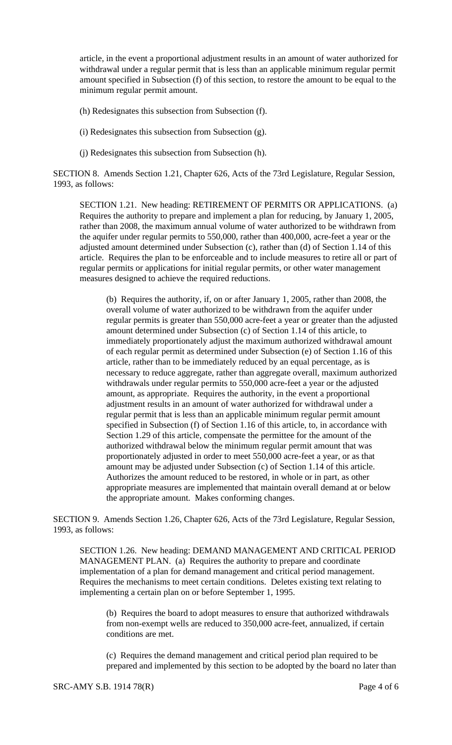article, in the event a proportional adjustment results in an amount of water authorized for withdrawal under a regular permit that is less than an applicable minimum regular permit amount specified in Subsection (f) of this section, to restore the amount to be equal to the minimum regular permit amount.

(h) Redesignates this subsection from Subsection (f).

(i) Redesignates this subsection from Subsection (g).

(j) Redesignates this subsection from Subsection (h).

SECTION 8. Amends Section 1.21, Chapter 626, Acts of the 73rd Legislature, Regular Session, 1993, as follows:

SECTION 1.21. New heading: RETIREMENT OF PERMITS OR APPLICATIONS. (a) Requires the authority to prepare and implement a plan for reducing, by January 1, 2005, rather than 2008, the maximum annual volume of water authorized to be withdrawn from the aquifer under regular permits to 550,000, rather than 400,000, acre-feet a year or the adjusted amount determined under Subsection (c), rather than (d) of Section 1.14 of this article. Requires the plan to be enforceable and to include measures to retire all or part of regular permits or applications for initial regular permits, or other water management measures designed to achieve the required reductions.

(b) Requires the authority, if, on or after January 1, 2005, rather than 2008, the overall volume of water authorized to be withdrawn from the aquifer under regular permits is greater than 550,000 acre-feet a year or greater than the adjusted amount determined under Subsection (c) of Section 1.14 of this article, to immediately proportionately adjust the maximum authorized withdrawal amount of each regular permit as determined under Subsection (e) of Section 1.16 of this article, rather than to be immediately reduced by an equal percentage, as is necessary to reduce aggregate, rather than aggregate overall, maximum authorized withdrawals under regular permits to 550,000 acre-feet a year or the adjusted amount, as appropriate. Requires the authority, in the event a proportional adjustment results in an amount of water authorized for withdrawal under a regular permit that is less than an applicable minimum regular permit amount specified in Subsection (f) of Section 1.16 of this article, to, in accordance with Section 1.29 of this article, compensate the permittee for the amount of the authorized withdrawal below the minimum regular permit amount that was proportionately adjusted in order to meet 550,000 acre-feet a year, or as that amount may be adjusted under Subsection (c) of Section 1.14 of this article. Authorizes the amount reduced to be restored, in whole or in part, as other appropriate measures are implemented that maintain overall demand at or below the appropriate amount. Makes conforming changes.

SECTION 9. Amends Section 1.26, Chapter 626, Acts of the 73rd Legislature, Regular Session, 1993, as follows:

SECTION 1.26. New heading: DEMAND MANAGEMENT AND CRITICAL PERIOD MANAGEMENT PLAN. (a) Requires the authority to prepare and coordinate implementation of a plan for demand management and critical period management. Requires the mechanisms to meet certain conditions. Deletes existing text relating to implementing a certain plan on or before September 1, 1995.

(b) Requires the board to adopt measures to ensure that authorized withdrawals from non-exempt wells are reduced to 350,000 acre-feet, annualized, if certain conditions are met.

(c) Requires the demand management and critical period plan required to be prepared and implemented by this section to be adopted by the board no later than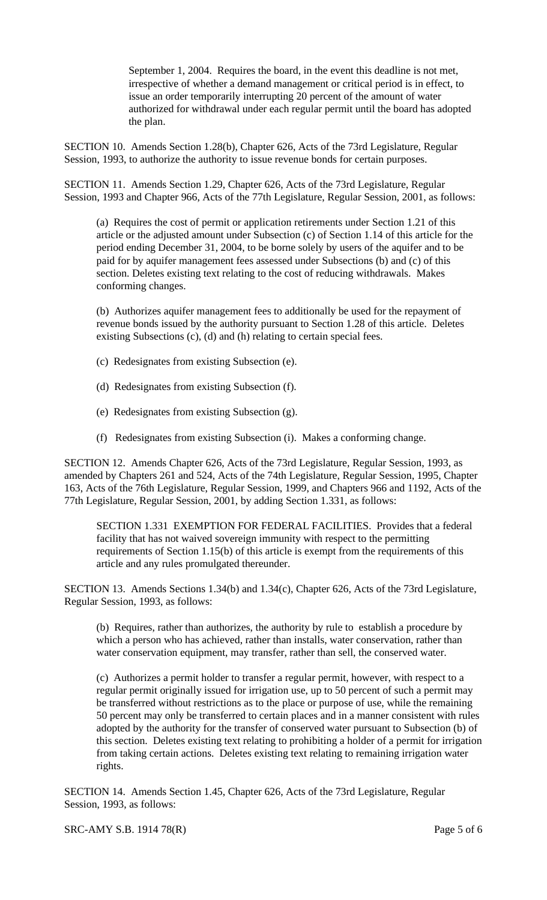September 1, 2004. Requires the board, in the event this deadline is not met, irrespective of whether a demand management or critical period is in effect, to issue an order temporarily interrupting 20 percent of the amount of water authorized for withdrawal under each regular permit until the board has adopted the plan.

SECTION 10. Amends Section 1.28(b), Chapter 626, Acts of the 73rd Legislature, Regular Session, 1993, to authorize the authority to issue revenue bonds for certain purposes.

SECTION 11. Amends Section 1.29, Chapter 626, Acts of the 73rd Legislature, Regular Session, 1993 and Chapter 966, Acts of the 77th Legislature, Regular Session, 2001, as follows:

(a) Requires the cost of permit or application retirements under Section 1.21 of this article or the adjusted amount under Subsection (c) of Section 1.14 of this article for the period ending December 31, 2004, to be borne solely by users of the aquifer and to be paid for by aquifer management fees assessed under Subsections (b) and (c) of this section. Deletes existing text relating to the cost of reducing withdrawals. Makes conforming changes.

(b) Authorizes aquifer management fees to additionally be used for the repayment of revenue bonds issued by the authority pursuant to Section 1.28 of this article. Deletes existing Subsections (c), (d) and (h) relating to certain special fees.

(c) Redesignates from existing Subsection (e).

(d) Redesignates from existing Subsection (f).

(e) Redesignates from existing Subsection (g).

(f) Redesignates from existing Subsection (i). Makes a conforming change.

SECTION 12. Amends Chapter 626, Acts of the 73rd Legislature, Regular Session, 1993, as amended by Chapters 261 and 524, Acts of the 74th Legislature, Regular Session, 1995, Chapter 163, Acts of the 76th Legislature, Regular Session, 1999, and Chapters 966 and 1192, Acts of the 77th Legislature, Regular Session, 2001, by adding Section 1.331, as follows:

SECTION 1.331 EXEMPTION FOR FEDERAL FACILITIES. Provides that a federal facility that has not waived sovereign immunity with respect to the permitting requirements of Section 1.15(b) of this article is exempt from the requirements of this article and any rules promulgated thereunder.

SECTION 13. Amends Sections 1.34(b) and 1.34(c), Chapter 626, Acts of the 73rd Legislature, Regular Session, 1993, as follows:

(b) Requires, rather than authorizes, the authority by rule to establish a procedure by which a person who has achieved, rather than installs, water conservation, rather than water conservation equipment, may transfer, rather than sell, the conserved water.

(c) Authorizes a permit holder to transfer a regular permit, however, with respect to a regular permit originally issued for irrigation use, up to 50 percent of such a permit may be transferred without restrictions as to the place or purpose of use, while the remaining 50 percent may only be transferred to certain places and in a manner consistent with rules adopted by the authority for the transfer of conserved water pursuant to Subsection (b) of this section. Deletes existing text relating to prohibiting a holder of a permit for irrigation from taking certain actions. Deletes existing text relating to remaining irrigation water rights.

SECTION 14. Amends Section 1.45, Chapter 626, Acts of the 73rd Legislature, Regular Session, 1993, as follows: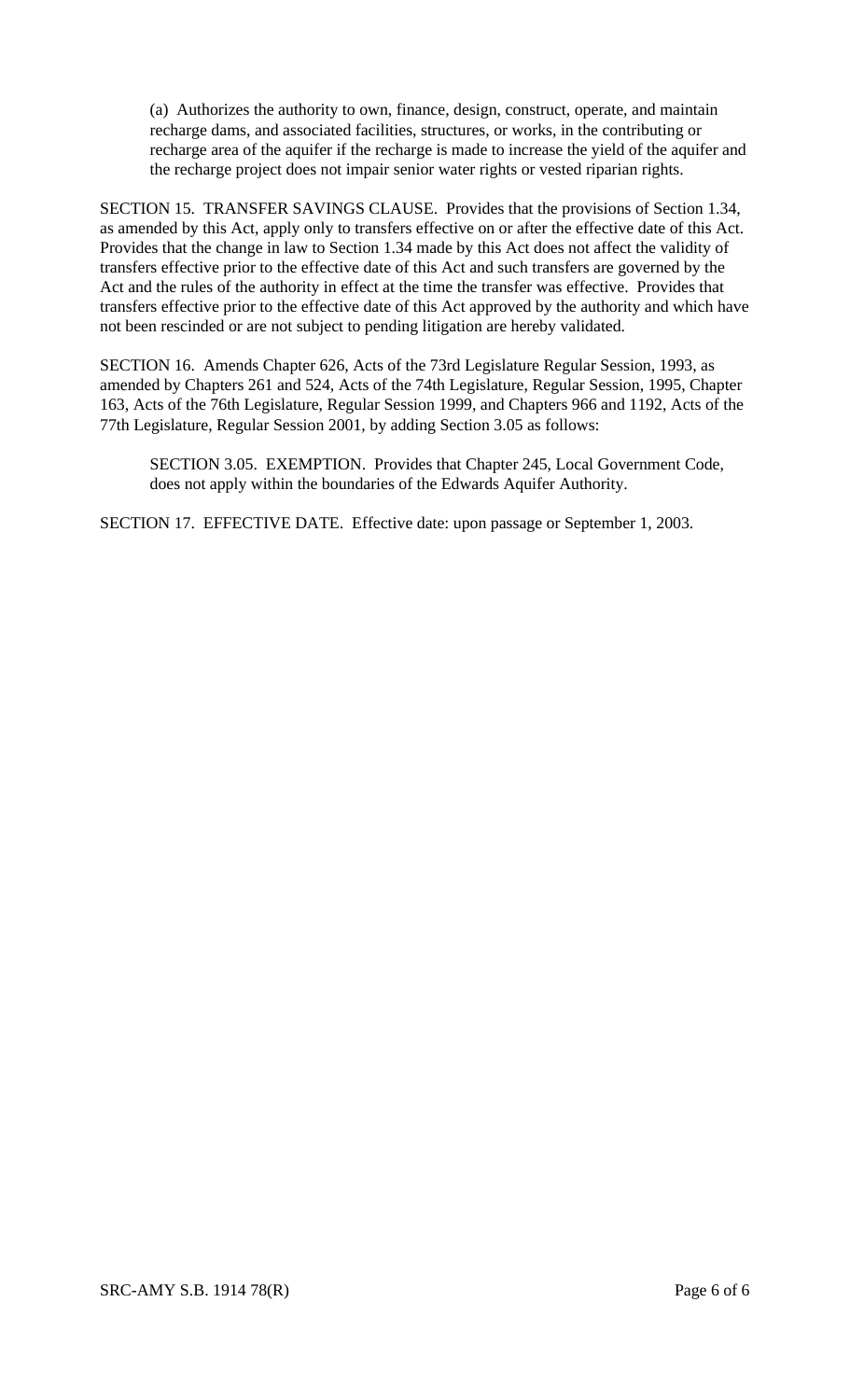(a) Authorizes the authority to own, finance, design, construct, operate, and maintain recharge dams, and associated facilities, structures, or works, in the contributing or recharge area of the aquifer if the recharge is made to increase the yield of the aquifer and the recharge project does not impair senior water rights or vested riparian rights.

SECTION 15. TRANSFER SAVINGS CLAUSE. Provides that the provisions of Section 1.34, as amended by this Act, apply only to transfers effective on or after the effective date of this Act. Provides that the change in law to Section 1.34 made by this Act does not affect the validity of transfers effective prior to the effective date of this Act and such transfers are governed by the Act and the rules of the authority in effect at the time the transfer was effective. Provides that transfers effective prior to the effective date of this Act approved by the authority and which have not been rescinded or are not subject to pending litigation are hereby validated.

SECTION 16. Amends Chapter 626, Acts of the 73rd Legislature Regular Session, 1993, as amended by Chapters 261 and 524, Acts of the 74th Legislature, Regular Session, 1995, Chapter 163, Acts of the 76th Legislature, Regular Session 1999, and Chapters 966 and 1192, Acts of the 77th Legislature, Regular Session 2001, by adding Section 3.05 as follows:

SECTION 3.05. EXEMPTION. Provides that Chapter 245, Local Government Code, does not apply within the boundaries of the Edwards Aquifer Authority.

SECTION 17. EFFECTIVE DATE. Effective date: upon passage or September 1, 2003.